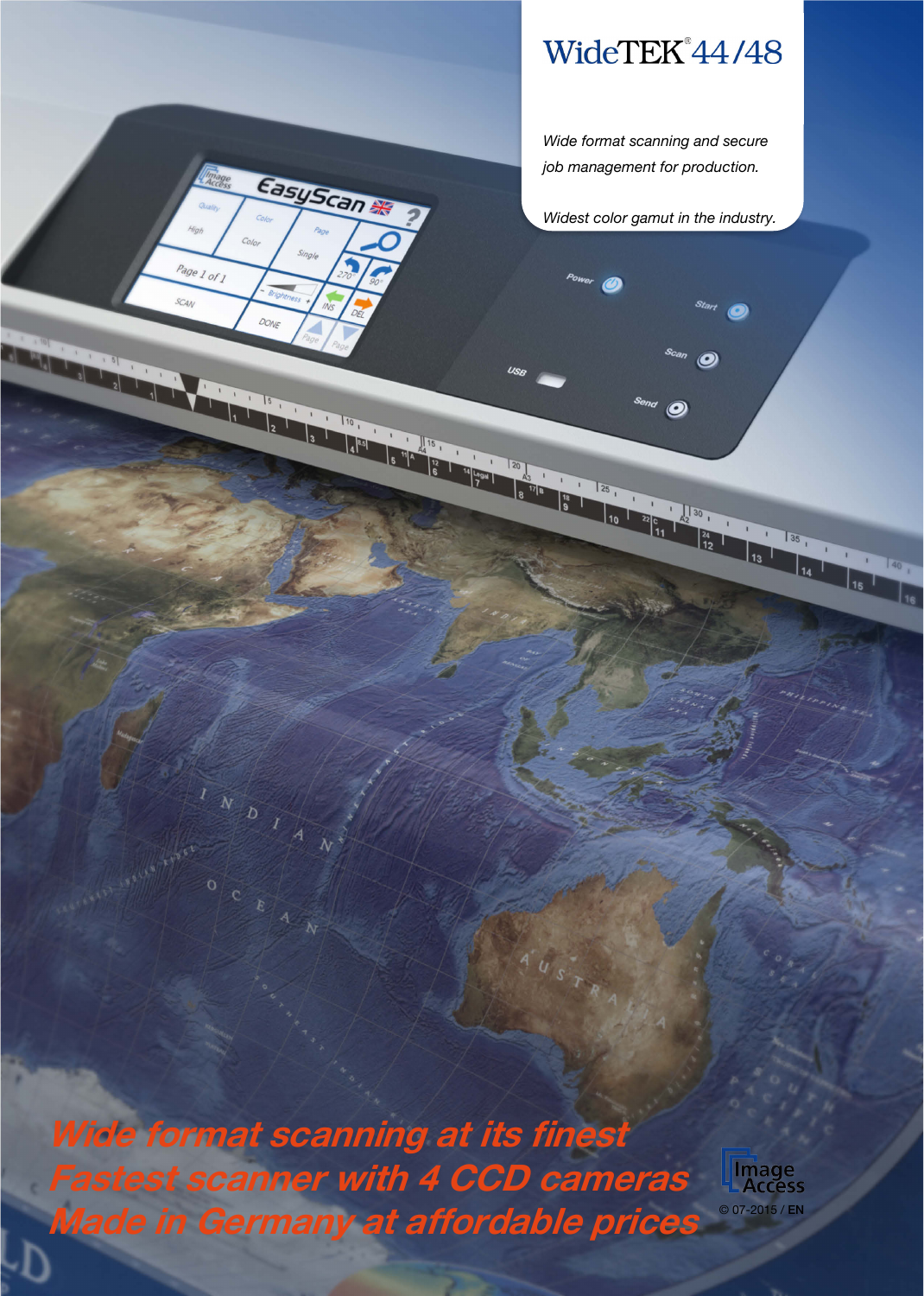# WideTEK® 44/48

*Wide format scanning and secure job management for production.*

*Widest color gamut in the industry.*

**Wide format scanning at its finest**
**Fastest scanner with 4 CCD cameras**
**Made in Germany at affordable prices**

Image Access

© 07-2015 / EN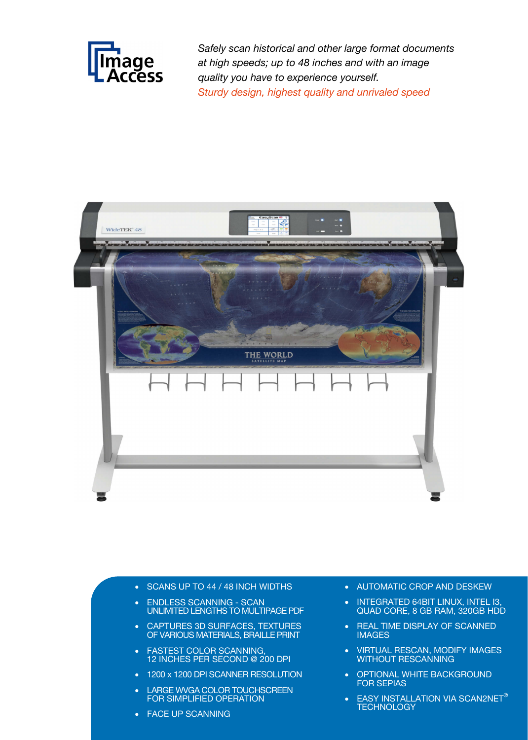*Safely scan historical and other large format documents at high speeds; up to 48 inches and with an image quality you have to experience yourself.*

*Sturdy design, highest quality and unrivaled speed*

- SCANS UP TO 44 / 48 INCH WIDTHS
- ENDLESS SCANNING - SCAN UNLIMITED LENGTHS TO MULTIPAGE PDF
- CAPTURES 3D SURFACES, TEXTURES OF VARIOUS MATERIALS, BRAILLE PRINT
- FASTEST COLOR SCANNING, 12 INCHES PER SECOND @ 200 DPI
- 1200 x 1200 DPI SCANNER RESOLUTION
- LARGE WVGA COLOR TOUCHSCREEN FOR SIMPLIFIED OPERATION
- FACE UP SCANNING
- AUTOMATIC CROP AND DESKEW
- INTEGRATED 64BIT LINUX, INTEL I3, QUAD CORE, 8 GB RAM, 320GB HDD
- REAL TIME DISPLAY OF SCANNED IMAGES
- VIRTUAL RESCAN, MODIFY IMAGES WITHOUT RESCANNING
- OPTIONAL WHITE BACKGROUND FOR SEPIAS
- EASY INSTALLATION VIA SCAN2NET® TECHNOLOGY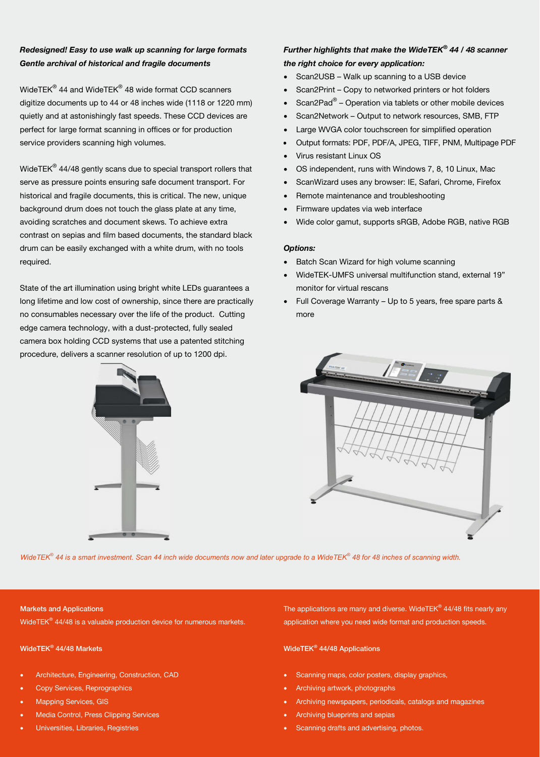***Redesigned! Easy to use walk up scanning for large formats***
***Gentle archival of historical and fragile documents***

WideTEK® 44 and WideTEK® 48 wide format CCD scanners digitize documents up to 44 or 48 inches wide (1118 or 1220 mm) quietly and at astonishingly fast speeds. These CCD devices are perfect for large format scanning in offices or for production service providers scanning high volumes.

WideTEK® 44/48 gently scans due to special transport rollers that serve as pressure points ensuring safe document transport. For historical and fragile documents, this is critical. The new, unique background drum does not touch the glass plate at any time, avoiding scratches and document skews. To achieve extra contrast on sepias and film based documents, the standard black drum can be easily exchanged with a white drum, with no tools required.

State of the art illumination using bright white LEDs guarantees a long lifetime and low cost of ownership, since there are practically no consumables necessary over the life of the product. Cutting edge camera technology, with a dust-protected, fully sealed camera box holding CCD systems that use a patented stitching procedure, delivers a scanner resolution of up to 1200 dpi.

***Further highlights that make the WideTEK® 44 / 48 scanner the right choice for every application:***

- Scan2USB – Walk up scanning to a USB device
- Scan2Print – Copy to networked printers or hot folders
- Scan2Pad® – Operation via tablets or other mobile devices
- Scan2Network – Output to network resources, SMB, FTP
- Large WVGA color touchscreen for simplified operation
- Output formats: PDF, PDF/A, JPEG, TIFF, PNM, Multipage PDF
- Virus resistant Linux OS
- OS independent, runs with Windows 7, 8, 10 Linux, Mac
- ScanWizard uses any browser: IE, Safari, Chrome, Firefox
- Remote maintenance and troubleshooting
- Firmware updates via web interface
- Wide color gamut, supports sRGB, Adobe RGB, native RGB

***Options:***

- Batch Scan Wizard for high volume scanning
- WideTEK-UMFS universal multifunction stand, external 19" monitor for virtual rescans
- Full Coverage Warranty – Up to 5 years, free spare parts & more

*WideTEK® 44 is a smart investment. Scan 44 inch wide documents now and later upgrade to a WideTEK® 48 for 48 inches of scanning width.*

**Markets and Applications**

WideTEK® 44/48 is a valuable production device for numerous markets.

The applications are many and diverse. WideTEK® 44/48 fits nearly any application where you need wide format and production speeds.

**WideTEK® 44/48 Markets**

- Architecture, Engineering, Construction, CAD
- Copy Services, Reprographics
- Mapping Services, GIS
- Media Control, Press Clipping Services
- Universities, Libraries, Registries

**WideTEK® 44/48 Applications**

- Scanning maps, color posters, display graphics,
- Archiving artwork, photographs
- Archiving newspapers, periodicals, catalogs and magazines
- Archiving blueprints and sepias
- Scanning drafts and advertising, photos.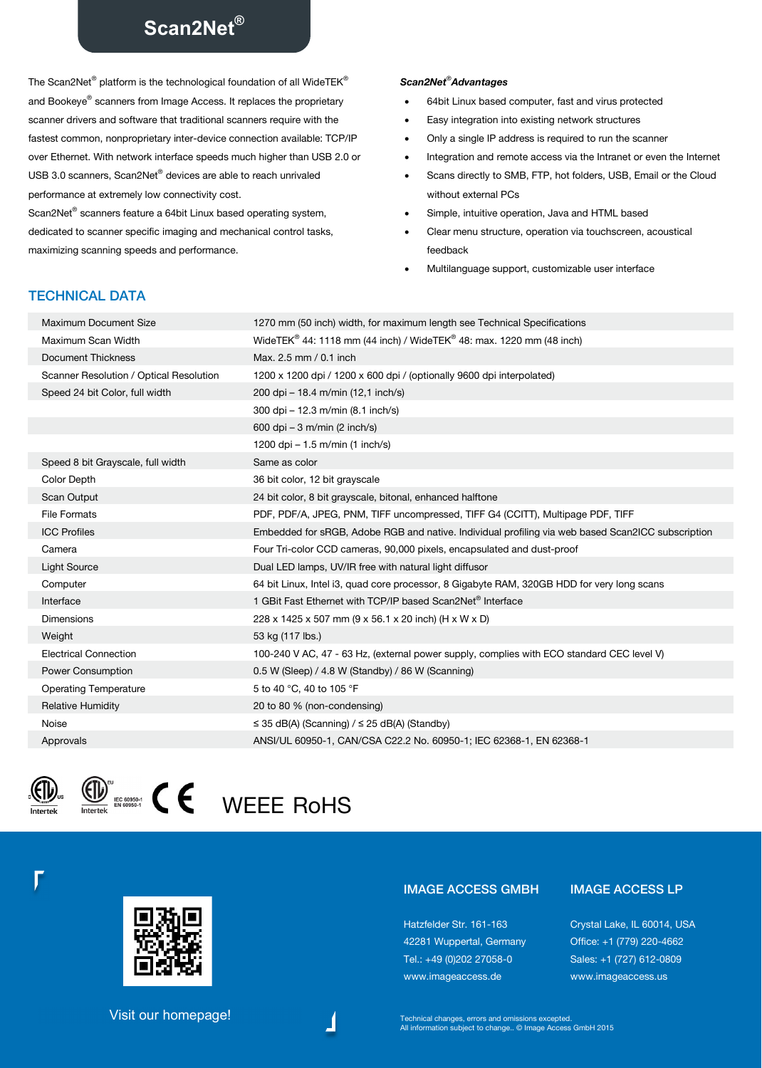# Scan2Net®

The Scan2Net® platform is the technological foundation of all WideTEK® and Bookeye® scanners from Image Access. It replaces the proprietary scanner drivers and software that traditional scanners require with the fastest common, nonproprietary inter-device connection available: TCP/IP over Ethernet. With network interface speeds much higher than USB 2.0 or USB 3.0 scanners, Scan2Net® devices are able to reach unrivaled performance at extremely low connectivity cost.

Scan2Net® scanners feature a 64bit Linux based operating system, dedicated to scanner specific imaging and mechanical control tasks, maximizing scanning speeds and performance.

***Scan2Net® Advantages***

- 64bit Linux based computer, fast and virus protected
- Easy integration into existing network structures
- Only a single IP address is required to run the scanner
- Integration and remote access via the Intranet or even the Internet
- Scans directly to SMB, FTP, hot folders, USB, Email or the Cloud without external PCs
- Simple, intuitive operation, Java and HTML based
- Clear menu structure, operation via touchscreen, acoustical feedback
- Multilanguage support, customizable user interface

## TECHNICAL DATA

| | |
|---|---|
| Maximum Document Size | 1270 mm (50 inch) width, for maximum length see Technical Specifications |
| Maximum Scan Width | WideTEK® 44: 1118 mm (44 inch) / WideTEK® 48: max. 1220 mm (48 inch) |
| Document Thickness | Max. 2.5 mm / 0.1 inch |
| Scanner Resolution / Optical Resolution | 1200 x 1200 dpi / 1200 x 600 dpi / (optionally 9600 dpi interpolated) |
| Speed 24 bit Color, full width | 200 dpi – 18.4 m/min (12,1 inch/s) |
| | 300 dpi – 12.3 m/min (8.1 inch/s) |
| | 600 dpi – 3 m/min (2 inch/s) |
| | 1200 dpi – 1.5 m/min (1 inch/s) |
| Speed 8 bit Grayscale, full width | Same as color |
| Color Depth | 36 bit color, 12 bit grayscale |
| Scan Output | 24 bit color, 8 bit grayscale, bitonal, enhanced halftone |
| File Formats | PDF, PDF/A, JPEG, PNM, TIFF uncompressed, TIFF G4 (CCITT), Multipage PDF, TIFF |
| ICC Profiles | Embedded for sRGB, Adobe RGB and native. Individual profiling via web based Scan2ICC subscription |
| Camera | Four Tri-color CCD cameras, 90,000 pixels, encapsulated and dust-proof |
| Light Source | Dual LED lamps, UV/IR free with natural light diffusor |
| Computer | 64 bit Linux, Intel i3, quad core processor, 8 Gigabyte RAM, 320GB HDD for very long scans |
| Interface | 1 GBit Fast Ethernet with TCP/IP based Scan2Net® Interface |
| Dimensions | 228 x 1425 x 507 mm (9 x 56.1 x 20 inch) (H x W x D) |
| Weight | 53 kg (117 lbs.) |
| Electrical Connection | 100-240 V AC, 47 - 63 Hz, (external power supply, complies with ECO standard CEC level V) |
| Power Consumption | 0.5 W (Sleep) / 4.8 W (Standby) / 86 W (Scanning) |
| Operating Temperature | 5 to 40 °C, 40 to 105 °F |
| Relative Humidity | 20 to 80 % (non-condensing) |
| Noise | ≤ 35 dB(A) (Scanning) / ≤ 25 dB(A) (Standby) |
| Approvals | ANSI/UL 60950-1, CAN/CSA C22.2 No. 60950-1; IEC 62368-1, EN 62368-1 |

Intertek Intertek IEC 60950-1 EN 60950-1 CE WEEE RoHS

Visit our homepage!

**IMAGE ACCESS GMBH**

Hatzfelder Str. 161-163
42281 Wuppertal, Germany
Tel.: +49 (0)202 27058-0
www.imageaccess.de

**IMAGE ACCESS LP**

Crystal Lake, IL 60014, USA
Office: +1 (779) 220-4662
Sales: +1 (727) 612-0809
www.imageaccess.us

Technical changes, errors and omissions excepted.
All information subject to change.. © Image Access GmbH 2015